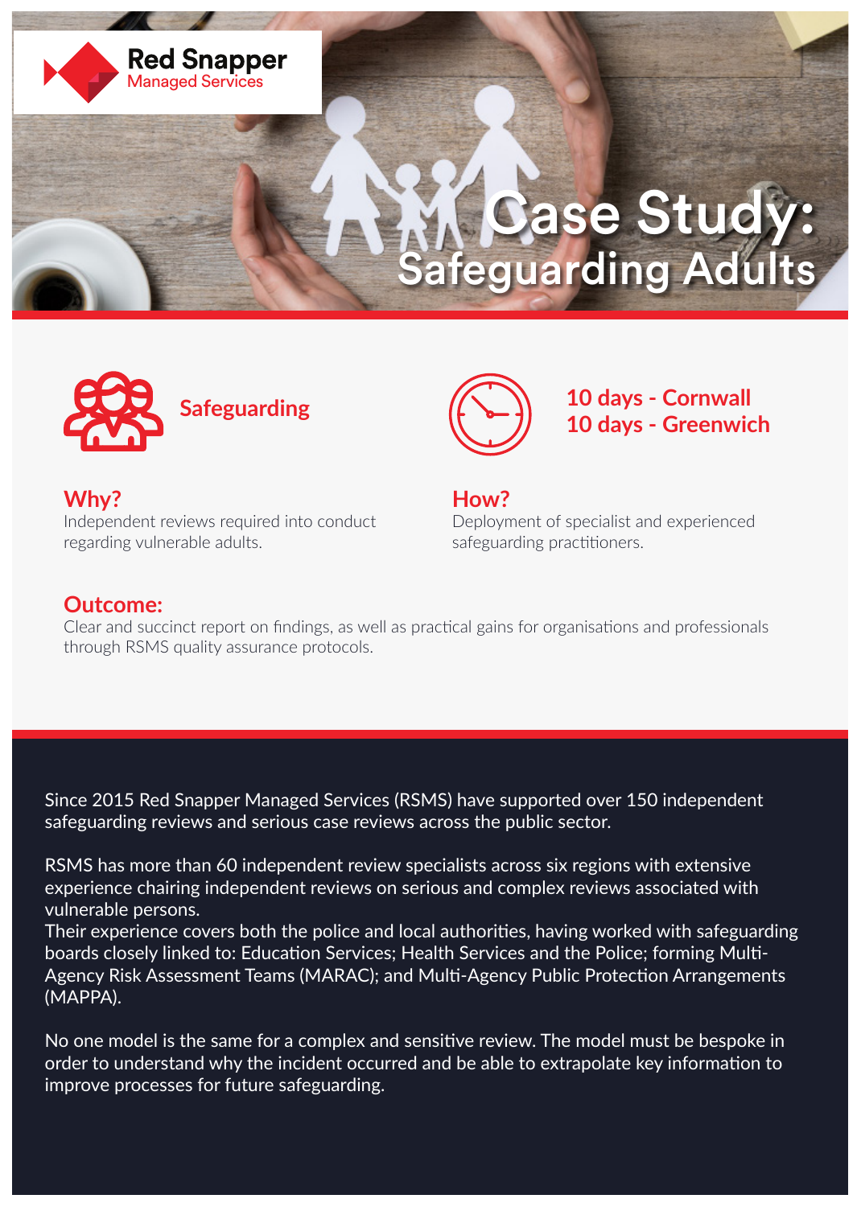Red Snapper Managed Services

# Case Study: Safeguarding Adults

**Safeguarding**

**10 days - Cornwall**
**10 days - Greenwich**

## Why?

Independent reviews required into conduct regarding vulnerable adults.

## How?

Deployment of specialist and experienced safeguarding practitioners.

## Outcome:

Clear and succinct report on findings, as well as practical gains for organisations and professionals through RSMS quality assurance protocols.

Since 2015 Red Snapper Managed Services (RSMS) have supported over 150 independent safeguarding reviews and serious case reviews across the public sector.

RSMS has more than 60 independent review specialists across six regions with extensive experience chairing independent reviews on serious and complex reviews associated with vulnerable persons.
Their experience covers both the police and local authorities, having worked with safeguarding boards closely linked to: Education Services; Health Services and the Police; forming Multi-Agency Risk Assessment Teams (MARAC); and Multi-Agency Public Protection Arrangements (MAPPA).

No one model is the same for a complex and sensitive review. The model must be bespoke in order to understand why the incident occurred and be able to extrapolate key information to improve processes for future safeguarding.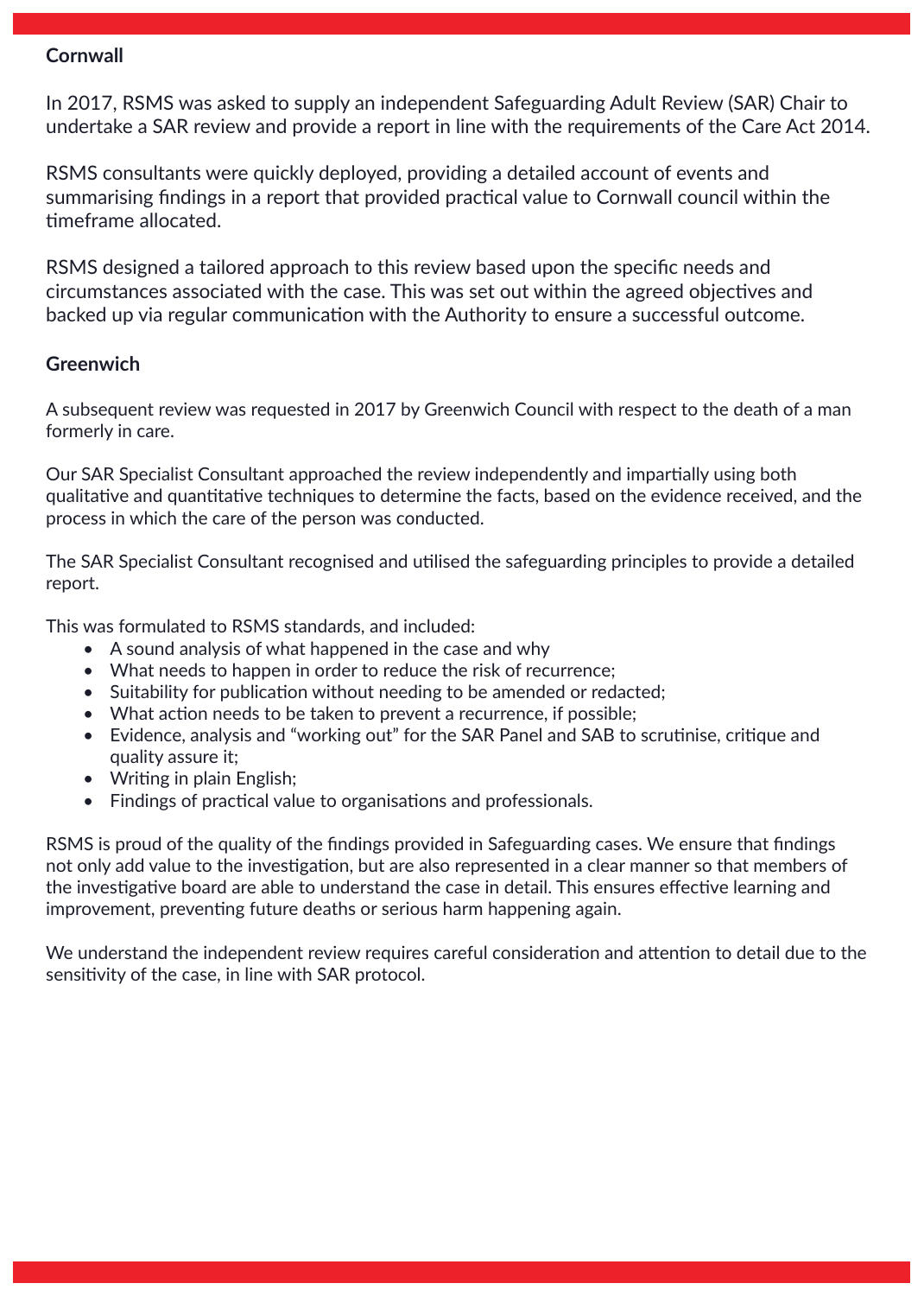**Cornwall**

In 2017, RSMS was asked to supply an independent Safeguarding Adult Review (SAR) Chair to undertake a SAR review and provide a report in line with the requirements of the Care Act 2014.

RSMS consultants were quickly deployed, providing a detailed account of events and summarising findings in a report that provided practical value to Cornwall council within the timeframe allocated.

RSMS designed a tailored approach to this review based upon the specific needs and circumstances associated with the case. This was set out within the agreed objectives and backed up via regular communication with the Authority to ensure a successful outcome.

**Greenwich**

A subsequent review was requested in 2017 by Greenwich Council with respect to the death of a man formerly in care.

Our SAR Specialist Consultant approached the review independently and impartially using both qualitative and quantitative techniques to determine the facts, based on the evidence received, and the process in which the care of the person was conducted.

The SAR Specialist Consultant recognised and utilised the safeguarding principles to provide a detailed report.

This was formulated to RSMS standards, and included:

- A sound analysis of what happened in the case and why
- What needs to happen in order to reduce the risk of recurrence;
- Suitability for publication without needing to be amended or redacted;
- What action needs to be taken to prevent a recurrence, if possible;
- Evidence, analysis and "working out" for the SAR Panel and SAB to scrutinise, critique and quality assure it;
- Writing in plain English;
- Findings of practical value to organisations and professionals.

RSMS is proud of the quality of the findings provided in Safeguarding cases. We ensure that findings not only add value to the investigation, but are also represented in a clear manner so that members of the investigative board are able to understand the case in detail. This ensures effective learning and improvement, preventing future deaths or serious harm happening again.

We understand the independent review requires careful consideration and attention to detail due to the sensitivity of the case, in line with SAR protocol.